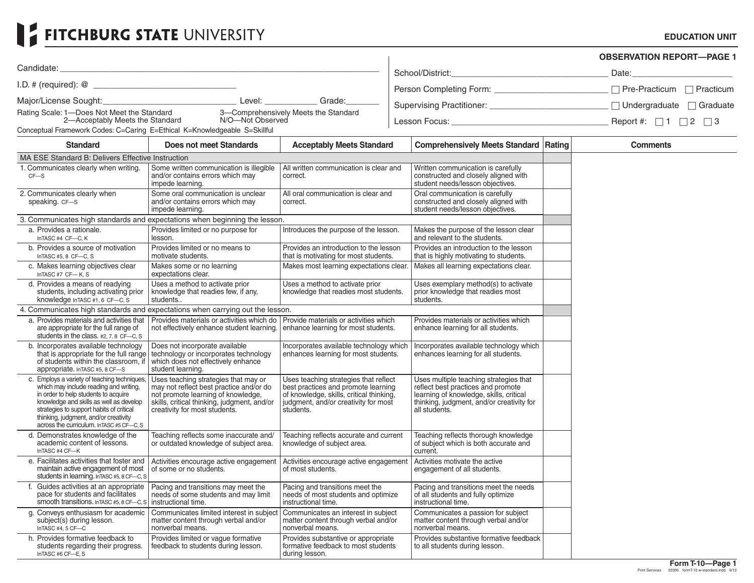# FITCHBURG STATE UNIVERSITY

**EDUCATION UNIT**

**OBSERVATION REPORT—PAGE 1**

Candidate: ______________________________________

I.D. # (required): @ ______________________

Major/License Sought: ______________________ Level: __________ Grade: ______

Rating Scale: 1—Does Not Meet the Standard 2—Acceptably Meets the Standard 3—Comprehensively Meets the Standard N/O—Not Observed

Conceptual Framework Codes: C=Caring E=Ethical K=Knowledgeable S=Skillful

School/District: ______________________ Date: ______________

Person Completing Form: ______________________ ☐ Pre-Practicum ☐ Practicum

Supervising Practitioner: ______________________ ☐ Undergraduate ☐ Graduate

Lesson Focus: ______________________ Report #: ☐ 1 ☐ 2 ☐ 3

| Standard | Does not meet Standards | Acceptably Meets Standard | Comprehensively Meets Standard | Rating | Comments |
|---|---|---|---|---|---|
| MA ESE Standard B: Delivers Effective Instruction | | | | | |
| 1. Communicates clearly when writing. CF—S | Some written communication is illegible and/or contains errors which may impede learning. | All written communication is clear and correct. | Written communication is carefully constructed and closely aligned with student needs/lesson objectives. | | |
| 2. Communicates clearly when speaking. CF—S | Some oral communication is unclear and/or contains errors which may impede learning. | All oral communication is clear and correct. | Oral communication is carefully constructed and closely aligned with student needs/lesson objectives. | | |
| 3. Communicates high standards and expectations when beginning the lesson. | | | | | |
| a. Provides a rationale. InTASC #4 CF—C, K | Provides limited or no purpose for lesson. | Introduces the purpose of the lesson. | Makes the purpose of the lesson clear and relevant to the students. | | |
| b. Provides a source of motivation InTASC #5, 8 CF—C, S | Provides limited or no means to motivate students. | Provides an introduction to the lesson that is motivating for most students. | Provides an introduction to the lesson that is highly motivating to students. | | |
| c. Makes learning objectives clear InTASC #7 CF— K, S | Makes some or no learning expectations clear. | Makes most learning expectations clear. | Makes all learning expectations clear. | | |
| d. Provides a means of readying students, including activating prior knowledge InTASC #1, 6 CF—C, S | Uses a method to activate prior knowledge that readies few, if any, students.. | Uses a method to activate prior knowledge that readies most students. | Uses exemplary method(s) to activate prior knowledge that readies most students. | | |
| 4. Communicates high standards and expectations when carrying out the lesson. | | | | | |
| a. Provides materials and activities that are appropriate for the full range of students in the class. #2, 7, 8 CF—C, S | Provides materials or activities which do not effectively enhance student learning. | Provide materials or activities which enhance learning for most students. | Provides materials or activities which enhance learning for all students. | | |
| b. Incorporates available technology that is appropriate for the full range of students within the classroom, if appropriate. InTASC #5, 8 CF—S | Does not incorporate available technology or incorporates technology which does not effectively enhance student learning. | Incorporates available technology which enhances learning for most students. | Incorporates available technology which enhances learning for all students. | | |
| c. Employs a variety of teaching techniques, which may include reading and writing, in order to help students to acquire knowledge and skills as well as develop strategies to support habits of critical thinking, judgment, and/or creativity across the curriculum. InTASC #5 CF—C, S | Uses teaching strategies that may or may not reflect best practice and/or do not promote learning of knowledge, skills, critical thinking, judgment, and/or creativity for most students. | Uses teaching strategies that reflect best practices and promote learning of knowledge, skills, critical thinking, judgment, and/or creativity for most students. | Uses multiple teaching strategies that reflect best practices and promote learning of knowledge, skills, critical thinking, judgment, and/or creativity for all students. | | |
| d. Demonstrates knowledge of the academic content of lessons. InTASC #4 CF—K | Teaching reflects some inaccurate and/ or outdated knowledge of subject area. | Teaching reflects accurate and current knowledge of subject area. | Teaching reflects thorough knowledge of subject which is both accurate and current. | | |
| e. Facilitates activities that foster and maintain active engagement of most students in learning. InTASC #5, 8 CF—C, S | Activities encourage active engagement of some or no students. | Activities encourage active engagement of most students. | Activities motivate the active engagement of all students. | | |
| f. Guides activities at an appropriate pace for students and facilitates smooth transitions. InTASC #5, 8 CF—C, S | Pacing and transitions may meet the needs of some students and may limit instructional time. | Pacing and transitions meet the needs of most students and optimize instructional time. | Pacing and transitions meet the needs of all students and fully optimize instructional time. | | |
| g. Conveys enthusiasm for academic subject(s) during lesson. InTASC #4, 5 CF—C | Communicates limited interest in subject matter content through verbal and/or nonverbal means. | Communicates an interest in subject matter content through verbal and/or nonverbal means. | Communicates a passion for subject matter content through verbal and/or nonverbal means. | | |
| h. Provides formative feedback to students regarding their progress. InTASC #6 CF—E, S | Provides limited or vague formative feedback to students during lesson. | Provides substantive or appropriate formative feedback to most students during lesson. | Provides substantive formative feedback to all students during lesson. | | |

**Form T-10—Page 1**

Print Services 20395 formT-10 w-standard.indd 6/12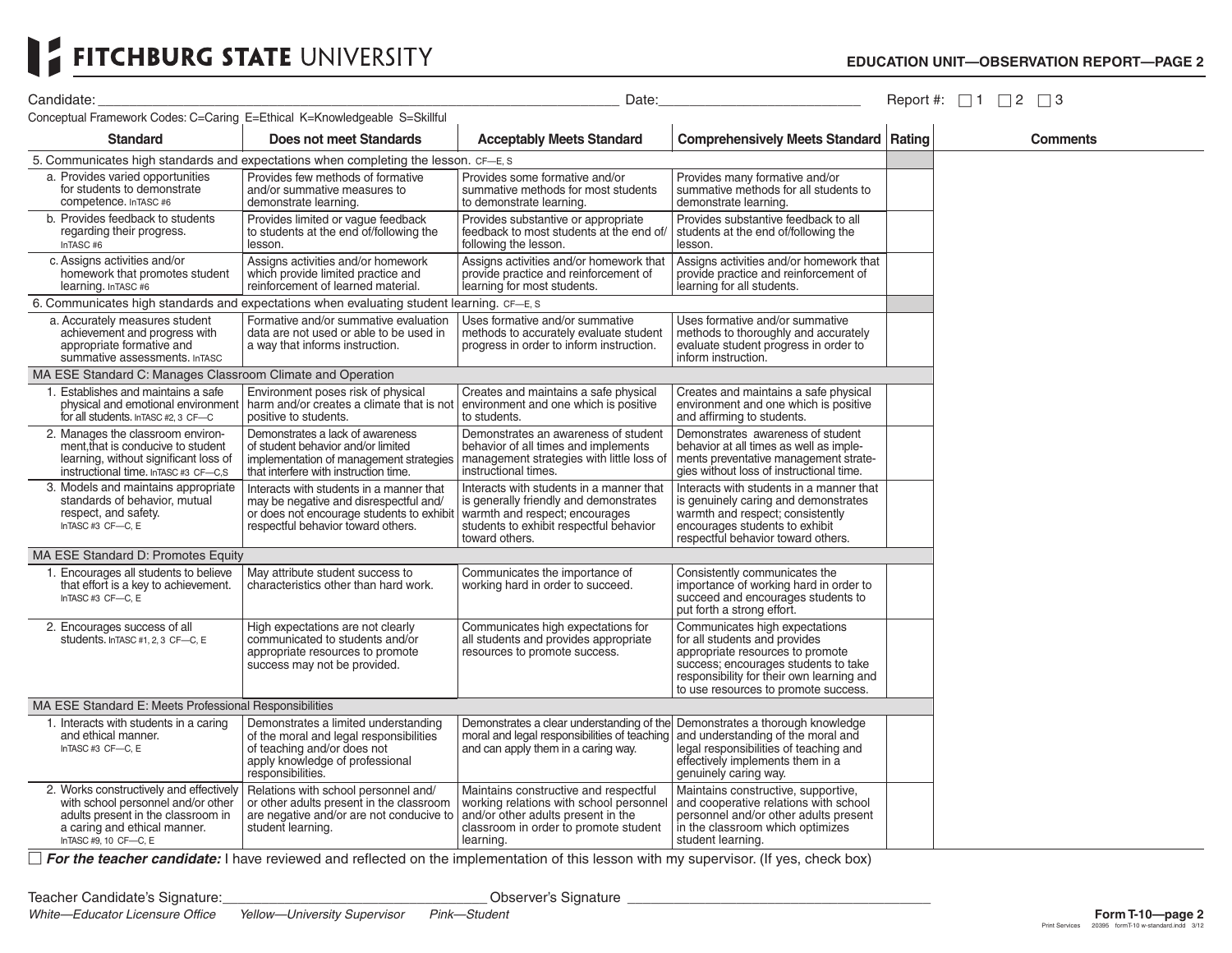# FITCHBURG STATE UNIVERSITY

**EDUCATION UNIT—OBSERVATION REPORT—PAGE 2**

Candidate: ______________________________ Date: ______________________ Report #: ☐ 1 ☐ 2 ☐ 3

Conceptual Framework Codes: C=Caring E=Ethical K=Knowledgeable S=Skillful

| Standard | Does not meet Standards | Acceptably Meets Standard | Comprehensively Meets Standard | Rating | Comments |
|---|---|---|---|---|---|
| 5. Communicates high standards and expectations when completing the lesson. CF—E, S | | | | | |
| a. Provides varied opportunities for students to demonstrate competence. InTASC #6 | Provides few methods of formative and/or summative measures to demonstrate learning. | Provides some formative and/or summative methods for most students to demonstrate learning. | Provides many formative and/or summative methods for all students to demonstrate learning. | | |
| b. Provides feedback to students regarding their progress. InTASC #6 | Provides limited or vague feedback to students at the end of/following the lesson. | Provides substantive or appropriate feedback to most students at the end of/ following the lesson. | Provides substantive feedback to all students at the end of/following the lesson. | | |
| c. Assigns activities and/or homework that promotes student learning. InTASC #6 | Assigns activities and/or homework which provide limited practice and reinforcement of learned material. | Assigns activities and/or homework that provide practice and reinforcement of learning for most students. | Assigns activities and/or homework that provide practice and reinforcement of learning for all students. | | |
| 6. Communicates high standards and expectations when evaluating student learning. CF—E, S | | | | | |
| a. Accurately measures student achievement and progress with appropriate formative and summative assessments. InTASC | Formative and/or summative evaluation data are not used or able to be used in a way that informs instruction. | Uses formative and/or summative methods to accurately evaluate student progress in order to inform instruction. | Uses formative and/or summative methods to thoroughly and accurately evaluate student progress in order to inform instruction. | | |
| MA ESE Standard C: Manages Classroom Climate and Operation | | | | | |
| 1. Establishes and maintains a safe physical and emotional environment for all students. InTASC #2, 3 CF—C | Environment poses risk of physical harm and/or creates a climate that is not positive to students. | Creates and maintains a safe physical environment and one which is positive to students. | Creates and maintains a safe physical environment and one which is positive and affirming to students. | | |
| 2. Manages the classroom environment,that is conducive to student learning, without significant loss of instructional time. InTASC #3 CF—C,S | Demonstrates a lack of awareness of student behavior and/or limited implementation of management strategies that interfere with instruction time. | Demonstrates an awareness of student behavior of all times and implements management strategies with little loss of instructional times. | Demonstrates awareness of student behavior at all times as well as implements preventative management strategies without loss of instructional time. | | |
| 3. Models and maintains appropriate standards of behavior, mutual respect, and safety. InTASC #3 CF—C, E | Interacts with students in a manner that may be negative and disrespectful and/ or does not encourage students to exhibit respectful behavior toward others. | Interacts with students in a manner that is generally friendly and demonstrates warmth and respect; encourages students to exhibit respectful behavior toward others. | Interacts with students in a manner that is genuinely caring and demonstrates warmth and respect; consistently encourages students to exhibit respectful behavior toward others. | | |
| MA ESE Standard D: Promotes Equity | | | | | |
| 1. Encourages all students to believe that effort is a key to achievement. InTASC #3 CF—C, E | May attribute student success to characteristics other than hard work. | Communicates the importance of working hard in order to succeed. | Consistently communicates the importance of working hard in order to succeed and encourages students to put forth a strong effort. | | |
| 2. Encourages success of all students. InTASC #1, 2, 3 CF—C, E | High expectations are not clearly communicated to students and/or appropriate resources to promote success may not be provided. | Communicates high expectations for all students and provides appropriate resources to promote success. | Communicates high expectations for all students and provides appropriate resources to promote success; encourages students to take responsibility for their own learning and to use resources to promote success. | | |
| MA ESE Standard E: Meets Professional Responsibilities | | | | | |
| 1. Interacts with students in a caring and ethical manner. InTASC #3 CF—C, E | Demonstrates a limited understanding of the moral and legal responsibilities of teaching and/or does not apply knowledge of professional responsibilities. | Demonstrates a clear understanding of the moral and legal responsibilities of teaching and can apply them in a caring way. | Demonstrates a thorough knowledge and understanding of the moral and legal responsibilities of teaching and effectively implements them in a genuinely caring way. | | |
| 2. Works constructively and effectively with school personnel and/or other adults present in the classroom in a caring and ethical manner. InTASC #9, 10 CF—C, E | Relations with school personnel and/ or other adults present in the classroom are negative and/or are not conducive to student learning. | Maintains constructive and respectful working relations with school personnel and/or other adults present in the classroom in order to promote student learning. | Maintains constructive, supportive, and cooperative relations with school personnel and/or other adults present in the classroom which optimizes student learning. | | |

☐ ***For the teacher candidate:*** I have reviewed and reflected on the implementation of this lesson with my supervisor. (If yes, check box)

Teacher Candidate's Signature: ______________________________ Observer's Signature ______________________________

*White—Educator Licensure Office* *Yellow—University Supervisor* *Pink—Student*

**Form T-10—page 2**

Print Services 20395 formT-10 w-standard.indd 3/12